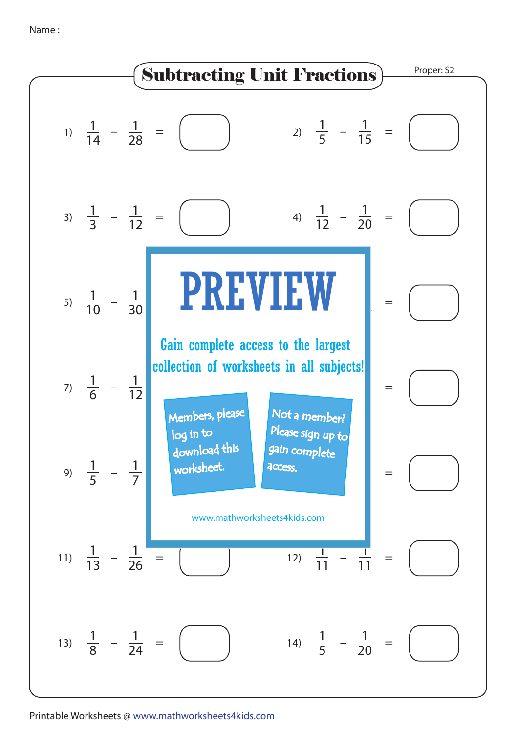Name : ____________________

# Subtracting Unit Fractions

Proper: S2

1) $\frac{1}{14} - \frac{1}{28} =$ ☐

2) $\frac{1}{5} - \frac{1}{15} =$ ☐

3) $\frac{1}{3} - \frac{1}{12} =$ ☐

4) $\frac{1}{12} - \frac{1}{20} =$ ☐

5) $\frac{1}{10} - \frac{1}{30}$

=  ☐

7) $\frac{1}{6} - \frac{1}{12}$

=  ☐

9) $\frac{1}{5} - \frac{1}{7}$

=  ☐

**PREVIEW**

Gain complete access to the largest collection of worksheets in all subjects!

Members, please log in to download this worksheet.

Not a member? Please sign up to gain complete access.

www.mathworksheets4kids.com

11) $\frac{1}{13} - \frac{1}{26} =$ ☐

12) $\frac{1}{11} - \frac{1}{11} =$ ☐

13) $\frac{1}{8} - \frac{1}{24} =$ ☐

14) $\frac{1}{5} - \frac{1}{20} =$ ☐

Printable Worksheets @ www.mathworksheets4kids.com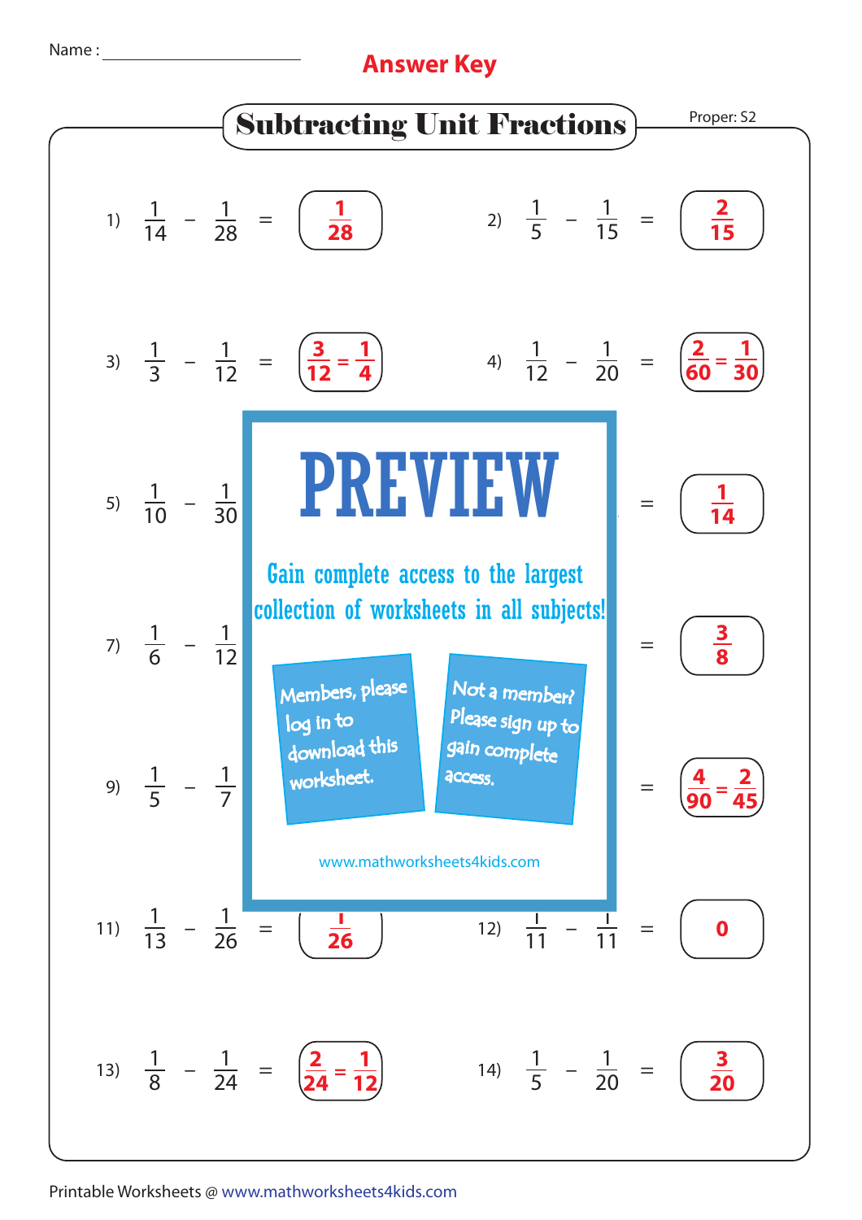Name : ____________________

**Answer Key**

# Subtracting Unit Fractions

Proper: S2

1) $\frac{1}{14} - \frac{1}{28} = \frac{1}{28}$

2) $\frac{1}{5} - \frac{1}{15} = \frac{2}{15}$

3) $\frac{1}{3} - \frac{1}{12} = \frac{3}{12} = \frac{1}{4}$

4) $\frac{1}{12} - \frac{1}{20} = \frac{2}{60} = \frac{1}{30}$

5) $\frac{1}{10} - \frac{1}{30} =$

6) $= \frac{1}{14}$

7) $\frac{1}{6} - \frac{1}{12} =$

8) $= \frac{3}{8}$

9) $\frac{1}{5} - \frac{1}{7} =$

10) $= \frac{4}{90} = \frac{2}{45}$

11) $\frac{1}{13} - \frac{1}{26} = \frac{1}{26}$

12) $\frac{1}{11} - \frac{1}{11} = 0$

13) $\frac{1}{8} - \frac{1}{24} = \frac{2}{24} = \frac{1}{12}$

14) $\frac{1}{5} - \frac{1}{20} = \frac{3}{20}$

**PREVIEW**

Gain complete access to the largest collection of worksheets in all subjects!

Members, please log in to download this worksheet.

Not a member? Please sign up to gain complete access.

www.mathworksheets4kids.com

Printable Worksheets @ www.mathworksheets4kids.com